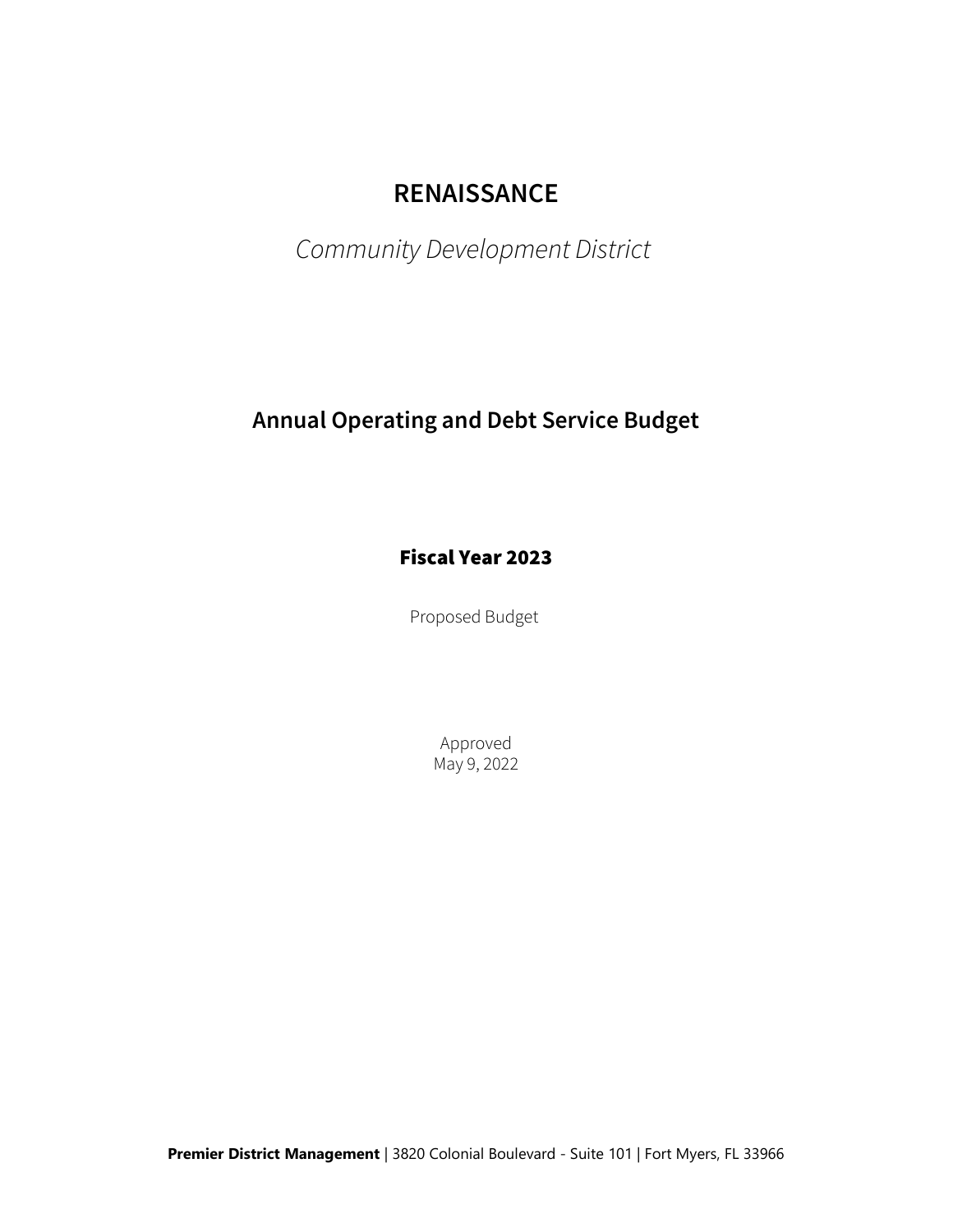# RENAISSANCE

*Community Development District*

## Annual Operating and Debt Service Budget

### Fiscal Year 2023

Proposed Budget

Approved
May 9, 2022

**Premier District Management** | 3820 Colonial Boulevard - Suite 101 | Fort Myers, FL 33966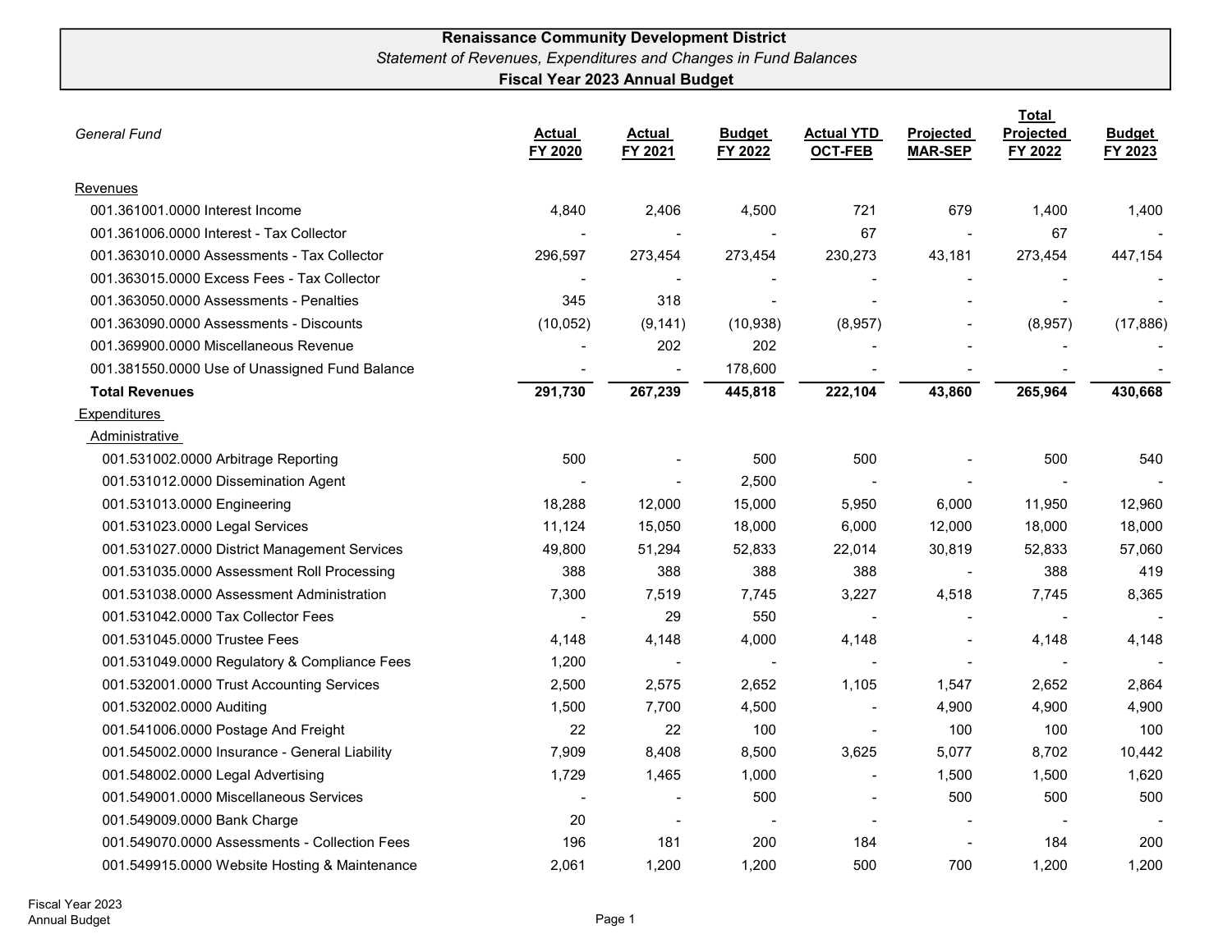# Renaissance Community Development District

*Statement of Revenues, Expenditures and Changes in Fund Balances*

**Fiscal Year 2023 Annual Budget**

| *General Fund* | Actual FY 2020 | Actual FY 2021 | Budget FY 2022 | Actual YTD OCT-FEB | Projected MAR-SEP | Total Projected FY 2022 | Budget FY 2023 |
|---|---|---|---|---|---|---|---|
| Revenues | | | | | | | |
| 001.361001.0000 Interest Income | 4,840 | 2,406 | 4,500 | 721 | 679 | 1,400 | 1,400 |
| 001.361006.0000 Interest - Tax Collector | - | - | - | 67 | - | 67 | - |
| 001.363010.0000 Assessments - Tax Collector | 296,597 | 273,454 | 273,454 | 230,273 | 43,181 | 273,454 | 447,154 |
| 001.363015.0000 Excess Fees - Tax Collector | - | - | - | - | - | - | - |
| 001.363050.0000 Assessments - Penalties | 345 | 318 | - | - | - | - | - |
| 001.363090.0000 Assessments - Discounts | (10,052) | (9,141) | (10,938) | (8,957) | - | (8,957) | (17,886) |
| 001.369900.0000 Miscellaneous Revenue | - | 202 | 202 | - | - | - | - |
| 001.381550.0000 Use of Unassigned Fund Balance | - | - | 178,600 | - | - | - | - |
| **Total Revenues** | **291,730** | **267,239** | **445,818** | **222,104** | **43,860** | **265,964** | **430,668** |
| Expenditures | | | | | | | |
| Administrative | | | | | | | |
| 001.531002.0000 Arbitrage Reporting | 500 | - | 500 | 500 | - | 500 | 540 |
| 001.531012.0000 Dissemination Agent | - | - | 2,500 | - | - | - | - |
| 001.531013.0000 Engineering | 18,288 | 12,000 | 15,000 | 5,950 | 6,000 | 11,950 | 12,960 |
| 001.531023.0000 Legal Services | 11,124 | 15,050 | 18,000 | 6,000 | 12,000 | 18,000 | 18,000 |
| 001.531027.0000 District Management Services | 49,800 | 51,294 | 52,833 | 22,014 | 30,819 | 52,833 | 57,060 |
| 001.531035.0000 Assessment Roll Processing | 388 | 388 | 388 | 388 | - | 388 | 419 |
| 001.531038.0000 Assessment Administration | 7,300 | 7,519 | 7,745 | 3,227 | 4,518 | 7,745 | 8,365 |
| 001.531042.0000 Tax Collector Fees | - | 29 | 550 | - | - | - | - |
| 001.531045.0000 Trustee Fees | 4,148 | 4,148 | 4,000 | 4,148 | - | 4,148 | 4,148 |
| 001.531049.0000 Regulatory & Compliance Fees | 1,200 | - | - | - | - | - | - |
| 001.532001.0000 Trust Accounting Services | 2,500 | 2,575 | 2,652 | 1,105 | 1,547 | 2,652 | 2,864 |
| 001.532002.0000 Auditing | 1,500 | 7,700 | 4,500 | - | 4,900 | 4,900 | 4,900 |
| 001.541006.0000 Postage And Freight | 22 | 22 | 100 | - | 100 | 100 | 100 |
| 001.545002.0000 Insurance - General Liability | 7,909 | 8,408 | 8,500 | 3,625 | 5,077 | 8,702 | 10,442 |
| 001.548002.0000 Legal Advertising | 1,729 | 1,465 | 1,000 | - | 1,500 | 1,500 | 1,620 |
| 001.549001.0000 Miscellaneous Services | - | - | 500 | - | 500 | 500 | 500 |
| 001.549009.0000 Bank Charge | 20 | - | - | - | - | - | - |
| 001.549070.0000 Assessments - Collection Fees | 196 | 181 | 200 | 184 | - | 184 | 200 |
| 001.549915.0000 Website Hosting & Maintenance | 2,061 | 1,200 | 1,200 | 500 | 700 | 1,200 | 1,200 |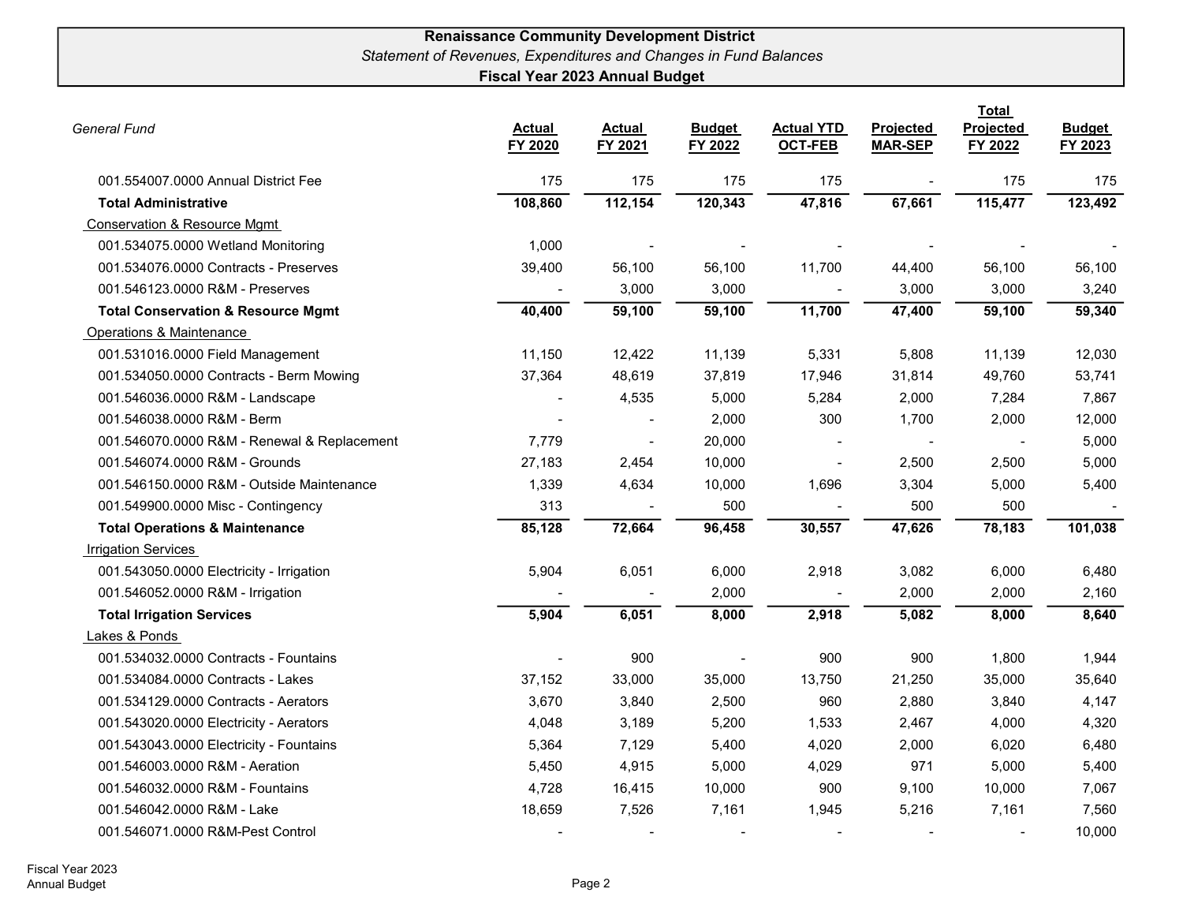**Renaissance Community Development District**

*Statement of Revenues, Expenditures and Changes in Fund Balances*

**Fiscal Year 2023 Annual Budget**

| *General Fund* | Actual FY 2020 | Actual FY 2021 | Budget FY 2022 | Actual YTD OCT-FEB | Projected MAR-SEP | Total Projected FY 2022 | Budget FY 2023 |
|---|---|---|---|---|---|---|---|
| 001.554007.0000 Annual District Fee | 175 | 175 | 175 | 175 | - | 175 | 175 |
| **Total Administrative** | **108,860** | **112,154** | **120,343** | **47,816** | **67,661** | **115,477** | **123,492** |
| Conservation & Resource Mgmt | | | | | | | |
| 001.534075.0000 Wetland Monitoring | 1,000 | - | - | - | - | - | - |
| 001.534076.0000 Contracts - Preserves | 39,400 | 56,100 | 56,100 | 11,700 | 44,400 | 56,100 | 56,100 |
| 001.546123.0000 R&M - Preserves | - | 3,000 | 3,000 | - | 3,000 | 3,000 | 3,240 |
| **Total Conservation & Resource Mgmt** | **40,400** | **59,100** | **59,100** | **11,700** | **47,400** | **59,100** | **59,340** |
| Operations & Maintenance | | | | | | | |
| 001.531016.0000 Field Management | 11,150 | 12,422 | 11,139 | 5,331 | 5,808 | 11,139 | 12,030 |
| 001.534050.0000 Contracts - Berm Mowing | 37,364 | 48,619 | 37,819 | 17,946 | 31,814 | 49,760 | 53,741 |
| 001.546036.0000 R&M - Landscape | - | 4,535 | 5,000 | 5,284 | 2,000 | 7,284 | 7,867 |
| 001.546038.0000 R&M - Berm | - | - | 2,000 | 300 | 1,700 | 2,000 | 12,000 |
| 001.546070.0000 R&M - Renewal & Replacement | 7,779 | - | 20,000 | - | - | - | 5,000 |
| 001.546074.0000 R&M - Grounds | 27,183 | 2,454 | 10,000 | - | 2,500 | 2,500 | 5,000 |
| 001.546150.0000 R&M - Outside Maintenance | 1,339 | 4,634 | 10,000 | 1,696 | 3,304 | 5,000 | 5,400 |
| 001.549900.0000 Misc - Contingency | 313 | - | 500 | - | 500 | 500 | - |
| **Total Operations & Maintenance** | **85,128** | **72,664** | **96,458** | **30,557** | **47,626** | **78,183** | **101,038** |
| Irrigation Services | | | | | | | |
| 001.543050.0000 Electricity - Irrigation | 5,904 | 6,051 | 6,000 | 2,918 | 3,082 | 6,000 | 6,480 |
| 001.546052.0000 R&M - Irrigation | - | - | 2,000 | - | 2,000 | 2,000 | 2,160 |
| **Total Irrigation Services** | **5,904** | **6,051** | **8,000** | **2,918** | **5,082** | **8,000** | **8,640** |
| Lakes & Ponds | | | | | | | |
| 001.534032.0000 Contracts - Fountains | - | 900 | - | 900 | 900 | 1,800 | 1,944 |
| 001.534084.0000 Contracts - Lakes | 37,152 | 33,000 | 35,000 | 13,750 | 21,250 | 35,000 | 35,640 |
| 001.534129.0000 Contracts - Aerators | 3,670 | 3,840 | 2,500 | 960 | 2,880 | 3,840 | 4,147 |
| 001.543020.0000 Electricity - Aerators | 4,048 | 3,189 | 5,200 | 1,533 | 2,467 | 4,000 | 4,320 |
| 001.543043.0000 Electricity - Fountains | 5,364 | 7,129 | 5,400 | 4,020 | 2,000 | 6,020 | 6,480 |
| 001.546003.0000 R&M - Aeration | 5,450 | 4,915 | 5,000 | 4,029 | 971 | 5,000 | 5,400 |
| 001.546032.0000 R&M - Fountains | 4,728 | 16,415 | 10,000 | 900 | 9,100 | 10,000 | 7,067 |
| 001.546042.0000 R&M - Lake | 18,659 | 7,526 | 7,161 | 1,945 | 5,216 | 7,161 | 7,560 |
| 001.546071.0000 R&M-Pest Control | - | - | - | - | - | - | 10,000 |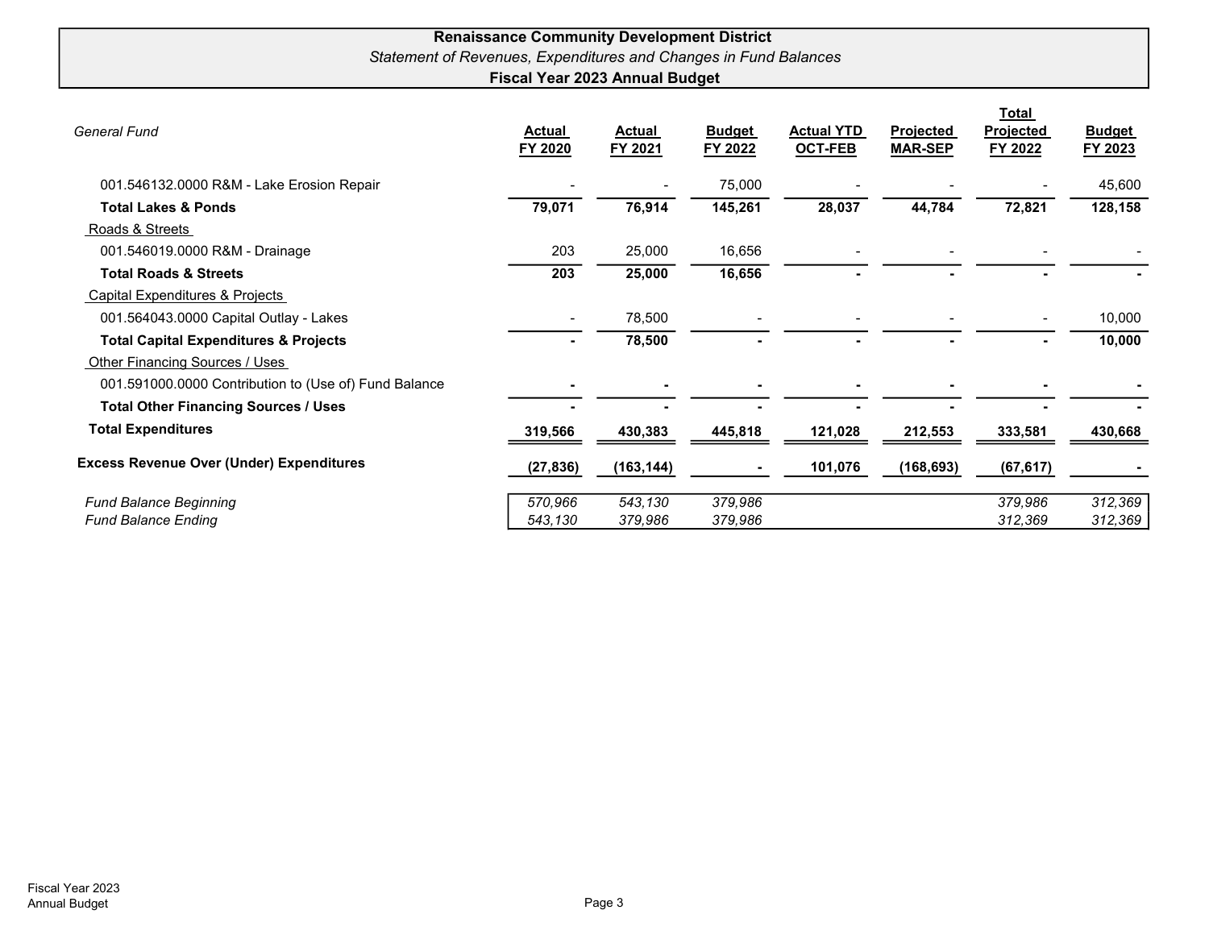**Renaissance Community Development District**

*Statement of Revenues, Expenditures and Changes in Fund Balances*

**Fiscal Year 2023 Annual Budget**

| *General Fund* | Actual FY 2020 | Actual FY 2021 | Budget FY 2022 | Actual YTD OCT-FEB | Projected MAR-SEP | Total Projected FY 2022 | Budget FY 2023 |
|---|---|---|---|---|---|---|---|
| 001.546132.0000 R&M - Lake Erosion Repair | - | - | 75,000 | - | - | - | 45,600 |
| **Total Lakes & Ponds** | **79,071** | **76,914** | **145,261** | **28,037** | **44,784** | **72,821** | **128,158** |
| Roads & Streets | | | | | | | |
| 001.546019.0000 R&M - Drainage | 203 | 25,000 | 16,656 | - | - | - | - |
| **Total Roads & Streets** | **203** | **25,000** | **16,656** | **-** | **-** | **-** | **-** |
| Capital Expenditures & Projects | | | | | | | |
| 001.564043.0000 Capital Outlay - Lakes | - | 78,500 | - | - | - | - | 10,000 |
| **Total Capital Expenditures & Projects** | **-** | **78,500** | **-** | **-** | **-** | **-** | **10,000** |
| Other Financing Sources / Uses | | | | | | | |
| 001.591000.0000 Contribution to (Use of) Fund Balance | - | - | - | - | - | - | - |
| **Total Other Financing Sources / Uses** | **-** | **-** | **-** | **-** | **-** | **-** | **-** |
| **Total Expenditures** | **319,566** | **430,383** | **445,818** | **121,028** | **212,553** | **333,581** | **430,668** |
| **Excess Revenue Over (Under) Expenditures** | **(27,836)** | **(163,144)** | **-** | **101,076** | **(168,693)** | **(67,617)** | **-** |
| *Fund Balance Beginning* | *570,966* | *543,130* | *379,986* | | | *379,986* | *312,369* |
| *Fund Balance Ending* | *543,130* | *379,986* | *379,986* | | | *312,369* | *312,369* |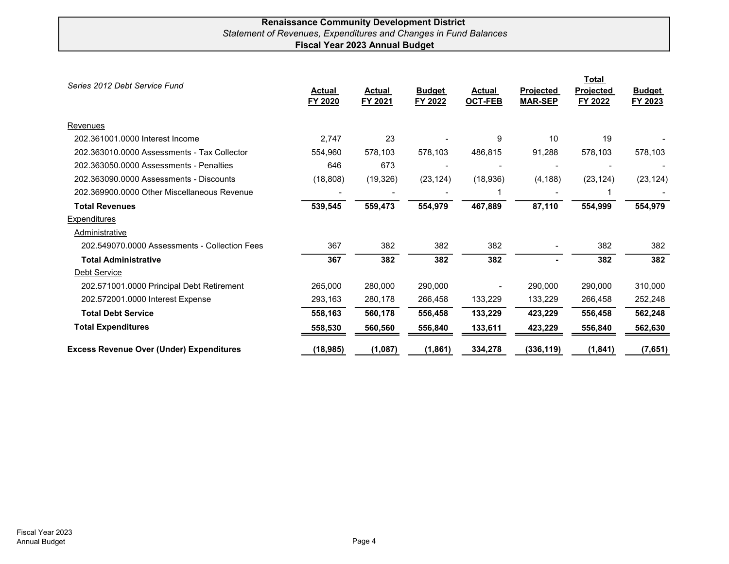**Renaissance Community Development District**

*Statement of Revenues, Expenditures and Changes in Fund Balances*

**Fiscal Year 2023 Annual Budget**

| *Series 2012 Debt Service Fund* | Actual FY 2020 | Actual FY 2021 | Budget FY 2022 | Actual OCT-FEB | Projected MAR-SEP | Total Projected FY 2022 | Budget FY 2023 |
|---|---|---|---|---|---|---|---|
| Revenues | | | | | | | |
| 202.361001.0000 Interest Income | 2,747 | 23 | - | 9 | 10 | 19 | - |
| 202.363010.0000 Assessments - Tax Collector | 554,960 | 578,103 | 578,103 | 486,815 | 91,288 | 578,103 | 578,103 |
| 202.363050.0000 Assessments - Penalties | 646 | 673 | - | - | - | - | - |
| 202.363090.0000 Assessments - Discounts | (18,808) | (19,326) | (23,124) | (18,936) | (4,188) | (23,124) | (23,124) |
| 202.369900.0000 Other Miscellaneous Revenue | - | - | - | 1 | - | 1 | - |
| **Total Revenues** | **539,545** | **559,473** | **554,979** | **467,889** | **87,110** | **554,999** | **554,979** |
| Expenditures | | | | | | | |
| Administrative | | | | | | | |
| 202.549070.0000 Assessments - Collection Fees | 367 | 382 | 382 | 382 | - | 382 | 382 |
| **Total Administrative** | **367** | **382** | **382** | **382** | **-** | **382** | **382** |
| Debt Service | | | | | | | |
| 202.571001.0000 Principal Debt Retirement | 265,000 | 280,000 | 290,000 | - | 290,000 | 290,000 | 310,000 |
| 202.572001.0000 Interest Expense | 293,163 | 280,178 | 266,458 | 133,229 | 133,229 | 266,458 | 252,248 |
| **Total Debt Service** | **558,163** | **560,178** | **556,458** | **133,229** | **423,229** | **556,458** | **562,248** |
| **Total Expenditures** | **558,530** | **560,560** | **556,840** | **133,611** | **423,229** | **556,840** | **562,630** |
| **Excess Revenue Over (Under) Expenditures** | **(18,985)** | **(1,087)** | **(1,861)** | **334,278** | **(336,119)** | **(1,841)** | **(7,651)** |